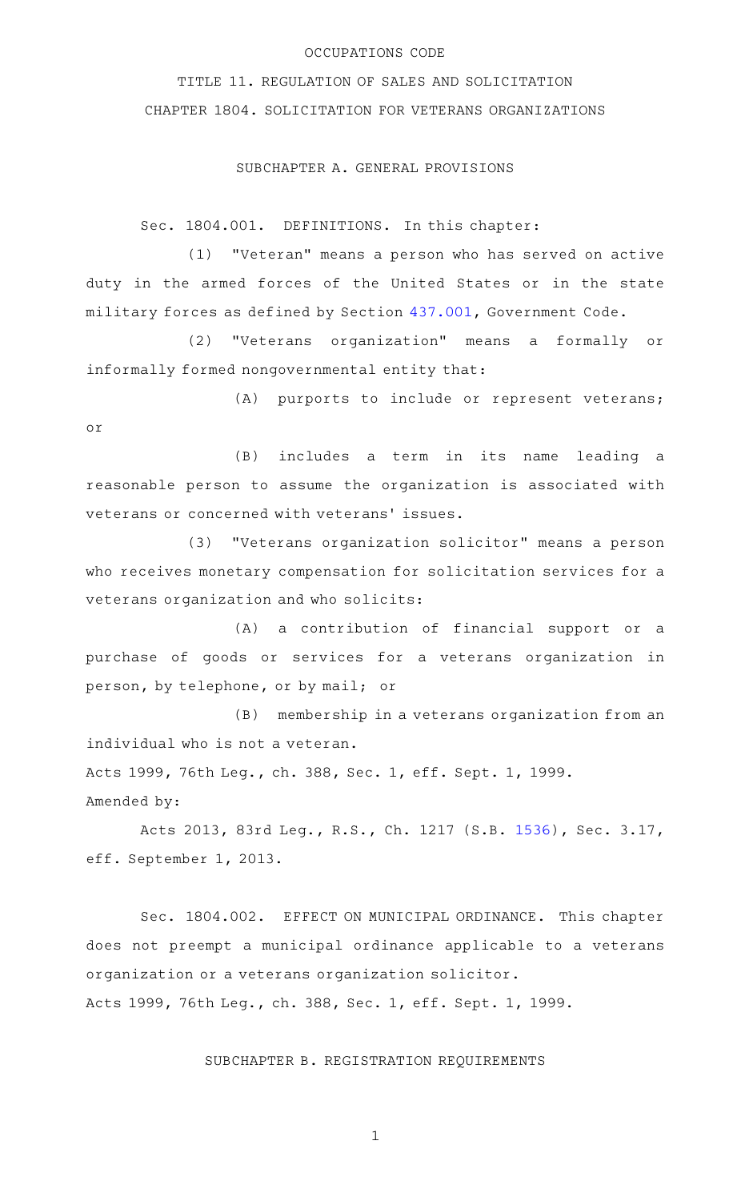OCCUPATIONS CODE

TITLE 11. REGULATION OF SALES AND SOLICITATION

CHAPTER 1804. SOLICITATION FOR VETERANS ORGANIZATIONS

SUBCHAPTER A. GENERAL PROVISIONS

Sec. 1804.001. DEFINITIONS. In this chapter:

(1) "Veteran" means a person who has served on active duty in the armed forces of the United States or in the state military forces as defined by Section 437.001, Government Code.

(2) "Veterans organization" means a formally or informally formed nongovernmental entity that:

(A) purports to include or represent veterans; or

(B) includes a term in its name leading a reasonable person to assume the organization is associated with veterans or concerned with veterans' issues.

(3) "Veterans organization solicitor" means a person who receives monetary compensation for solicitation services for a veterans organization and who solicits:

(A) a contribution of financial support or a purchase of goods or services for a veterans organization in person, by telephone, or by mail; or

(B) membership in a veterans organization from an individual who is not a veteran.

Acts 1999, 76th Leg., ch. 388, Sec. 1, eff. Sept. 1, 1999.
Amended by:

Acts 2013, 83rd Leg., R.S., Ch. 1217 (S.B. 1536), Sec. 3.17, eff. September 1, 2013.

Sec. 1804.002. EFFECT ON MUNICIPAL ORDINANCE. This chapter does not preempt a municipal ordinance applicable to a veterans organization or a veterans organization solicitor.

Acts 1999, 76th Leg., ch. 388, Sec. 1, eff. Sept. 1, 1999.

SUBCHAPTER B. REGISTRATION REQUIREMENTS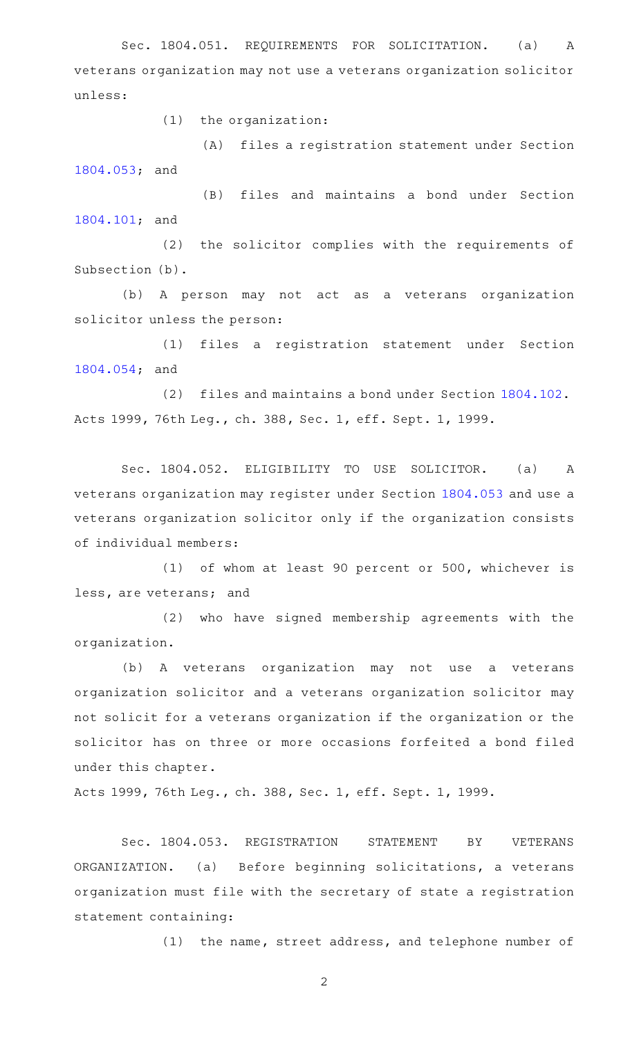Sec. 1804.051. REQUIREMENTS FOR SOLICITATION. (a) A veterans organization may not use a veterans organization solicitor unless:

(1) the organization:

(A) files a registration statement under Section 1804.053; and

(B) files and maintains a bond under Section 1804.101; and

(2) the solicitor complies with the requirements of Subsection (b).

(b) A person may not act as a veterans organization solicitor unless the person:

(1) files a registration statement under Section 1804.054; and

(2) files and maintains a bond under Section 1804.102.

Acts 1999, 76th Leg., ch. 388, Sec. 1, eff. Sept. 1, 1999.

Sec. 1804.052. ELIGIBILITY TO USE SOLICITOR. (a) A veterans organization may register under Section 1804.053 and use a veterans organization solicitor only if the organization consists of individual members:

(1) of whom at least 90 percent or 500, whichever is less, are veterans; and

(2) who have signed membership agreements with the organization.

(b) A veterans organization may not use a veterans organization solicitor and a veterans organization solicitor may not solicit for a veterans organization if the organization or the solicitor has on three or more occasions forfeited a bond filed under this chapter.

Acts 1999, 76th Leg., ch. 388, Sec. 1, eff. Sept. 1, 1999.

Sec. 1804.053. REGISTRATION STATEMENT BY VETERANS ORGANIZATION. (a) Before beginning solicitations, a veterans organization must file with the secretary of state a registration statement containing:

(1) the name, street address, and telephone number of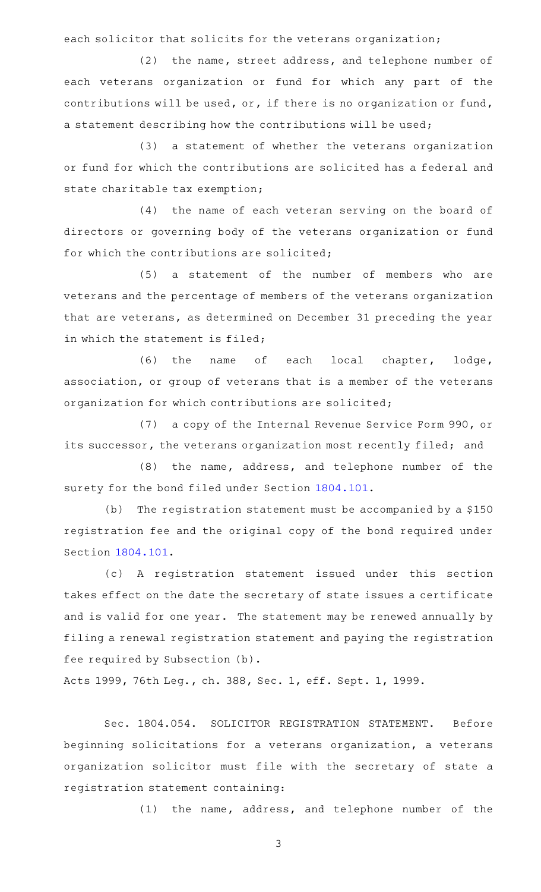each solicitor that solicits for the veterans organization;

(2) the name, street address, and telephone number of each veterans organization or fund for which any part of the contributions will be used, or, if there is no organization or fund, a statement describing how the contributions will be used;

(3) a statement of whether the veterans organization or fund for which the contributions are solicited has a federal and state charitable tax exemption;

(4) the name of each veteran serving on the board of directors or governing body of the veterans organization or fund for which the contributions are solicited;

(5) a statement of the number of members who are veterans and the percentage of members of the veterans organization that are veterans, as determined on December 31 preceding the year in which the statement is filed;

(6) the name of each local chapter, lodge, association, or group of veterans that is a member of the veterans organization for which contributions are solicited;

(7) a copy of the Internal Revenue Service Form 990, or its successor, the veterans organization most recently filed; and

(8) the name, address, and telephone number of the surety for the bond filed under Section 1804.101.

(b) The registration statement must be accompanied by a $150 registration fee and the original copy of the bond required under Section 1804.101.

(c) A registration statement issued under this section takes effect on the date the secretary of state issues a certificate and is valid for one year. The statement may be renewed annually by filing a renewal registration statement and paying the registration fee required by Subsection (b).

Acts 1999, 76th Leg., ch. 388, Sec. 1, eff. Sept. 1, 1999.

Sec. 1804.054. SOLICITOR REGISTRATION STATEMENT. Before beginning solicitations for a veterans organization, a veterans organization solicitor must file with the secretary of state a registration statement containing:

(1) the name, address, and telephone number of the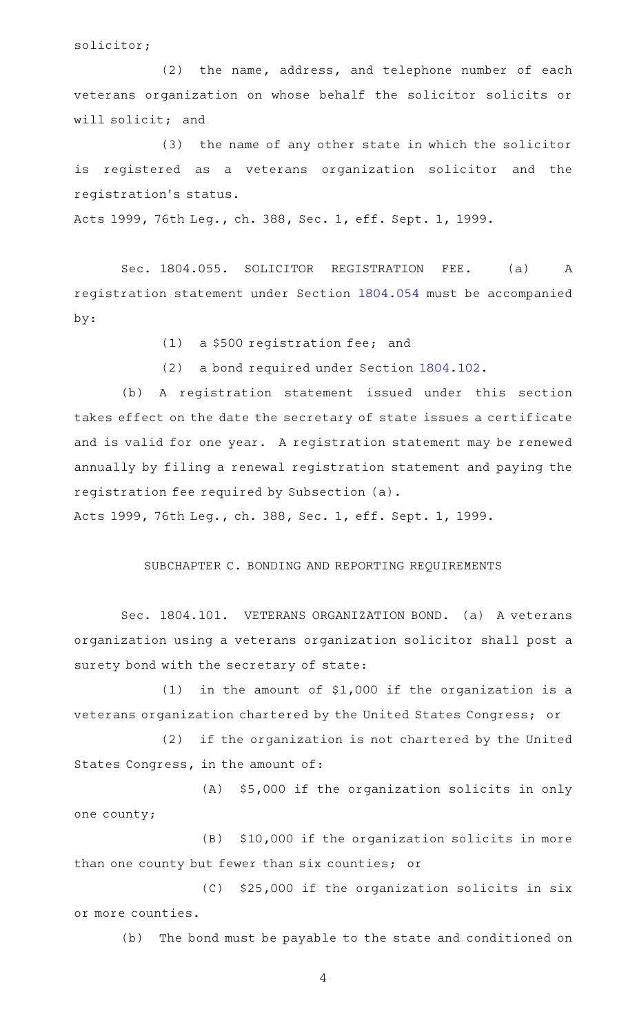solicitor;

(2) the name, address, and telephone number of each veterans organization on whose behalf the solicitor solicits or will solicit; and

(3) the name of any other state in which the solicitor is registered as a veterans organization solicitor and the registration's status.

Acts 1999, 76th Leg., ch. 388, Sec. 1, eff. Sept. 1, 1999.

Sec. 1804.055. SOLICITOR REGISTRATION FEE. (a) A registration statement under Section 1804.054 must be accompanied by:

(1) a $500 registration fee; and

(2) a bond required under Section 1804.102.

(b) A registration statement issued under this section takes effect on the date the secretary of state issues a certificate and is valid for one year. A registration statement may be renewed annually by filing a renewal registration statement and paying the registration fee required by Subsection (a).

Acts 1999, 76th Leg., ch. 388, Sec. 1, eff. Sept. 1, 1999.

SUBCHAPTER C. BONDING AND REPORTING REQUIREMENTS

Sec. 1804.101. VETERANS ORGANIZATION BOND. (a) A veterans organization using a veterans organization solicitor shall post a surety bond with the secretary of state:

(1) in the amount of $1,000 if the organization is a veterans organization chartered by the United States Congress; or

(2) if the organization is not chartered by the United States Congress, in the amount of:

(A) $5,000 if the organization solicits in only one county;

(B) $10,000 if the organization solicits in more than one county but fewer than six counties; or

(C) $25,000 if the organization solicits in six or more counties.

(b) The bond must be payable to the state and conditioned on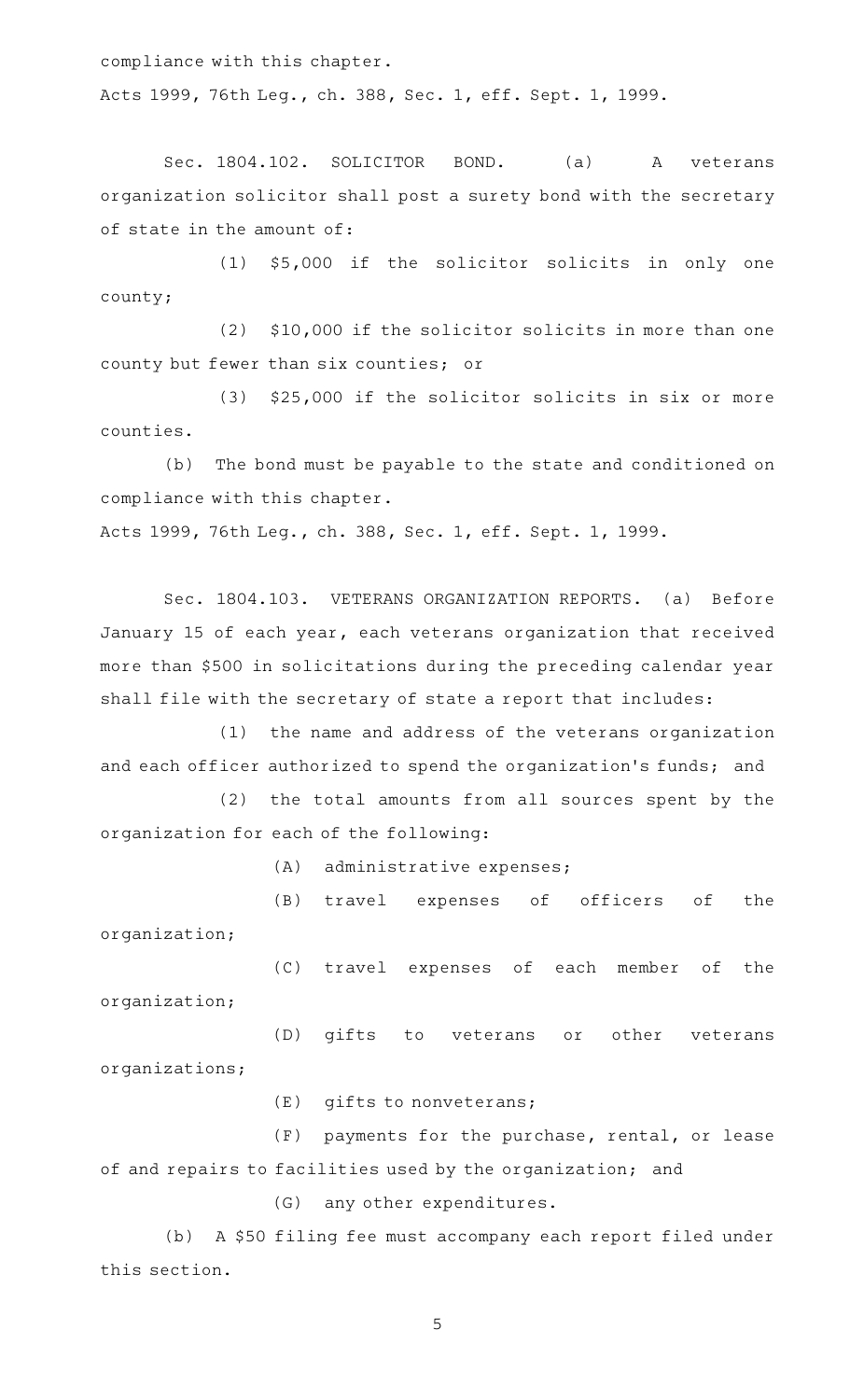compliance with this chapter.

Acts 1999, 76th Leg., ch. 388, Sec. 1, eff. Sept. 1, 1999.

Sec. 1804.102. SOLICITOR BOND. (a) A veterans organization solicitor shall post a surety bond with the secretary of state in the amount of:

(1) $5,000 if the solicitor solicits in only one county;

(2) $10,000 if the solicitor solicits in more than one county but fewer than six counties; or

(3) $25,000 if the solicitor solicits in six or more counties.

(b) The bond must be payable to the state and conditioned on compliance with this chapter.

Acts 1999, 76th Leg., ch. 388, Sec. 1, eff. Sept. 1, 1999.

Sec. 1804.103. VETERANS ORGANIZATION REPORTS. (a) Before January 15 of each year, each veterans organization that received more than $500 in solicitations during the preceding calendar year shall file with the secretary of state a report that includes:

(1) the name and address of the veterans organization and each officer authorized to spend the organization's funds; and

(2) the total amounts from all sources spent by the organization for each of the following:

(A) administrative expenses;

(B) travel expenses of officers of the organization;

(C) travel expenses of each member of the organization;

(D) gifts to veterans or other veterans organizations;

(E) gifts to nonveterans;

(F) payments for the purchase, rental, or lease of and repairs to facilities used by the organization; and

(G) any other expenditures.

(b) A $50 filing fee must accompany each report filed under this section.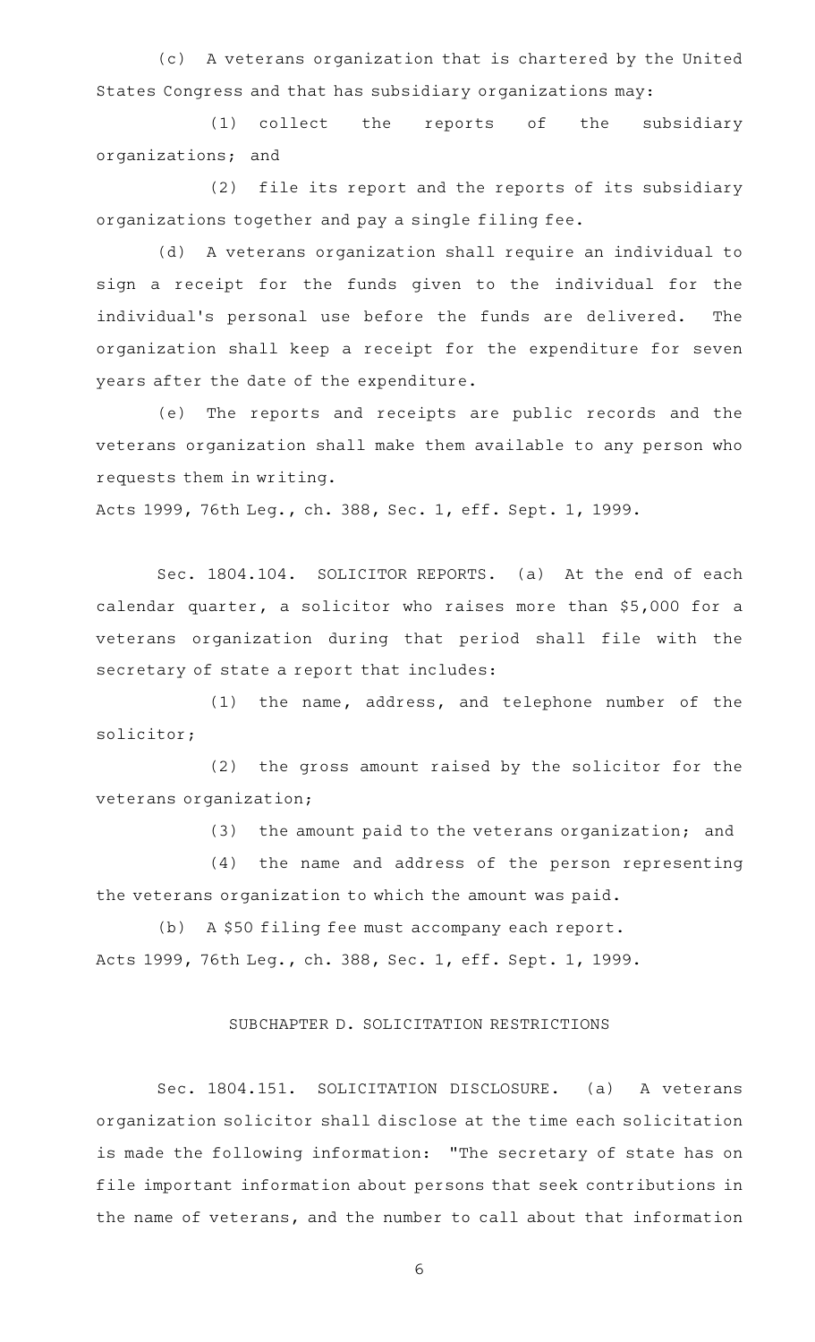(c) A veterans organization that is chartered by the United States Congress and that has subsidiary organizations may:

(1) collect the reports of the subsidiary organizations; and

(2) file its report and the reports of its subsidiary organizations together and pay a single filing fee.

(d) A veterans organization shall require an individual to sign a receipt for the funds given to the individual for the individual's personal use before the funds are delivered. The organization shall keep a receipt for the expenditure for seven years after the date of the expenditure.

(e) The reports and receipts are public records and the veterans organization shall make them available to any person who requests them in writing.

Acts 1999, 76th Leg., ch. 388, Sec. 1, eff. Sept. 1, 1999.

Sec. 1804.104. SOLICITOR REPORTS. (a) At the end of each calendar quarter, a solicitor who raises more than $5,000 for a veterans organization during that period shall file with the secretary of state a report that includes:

(1) the name, address, and telephone number of the solicitor;

(2) the gross amount raised by the solicitor for the veterans organization;

(3) the amount paid to the veterans organization; and

(4) the name and address of the person representing the veterans organization to which the amount was paid.

(b) A $50 filing fee must accompany each report.

Acts 1999, 76th Leg., ch. 388, Sec. 1, eff. Sept. 1, 1999.

## SUBCHAPTER D. SOLICITATION RESTRICTIONS

Sec. 1804.151. SOLICITATION DISCLOSURE. (a) A veterans organization solicitor shall disclose at the time each solicitation is made the following information: "The secretary of state has on file important information about persons that seek contributions in the name of veterans, and the number to call about that information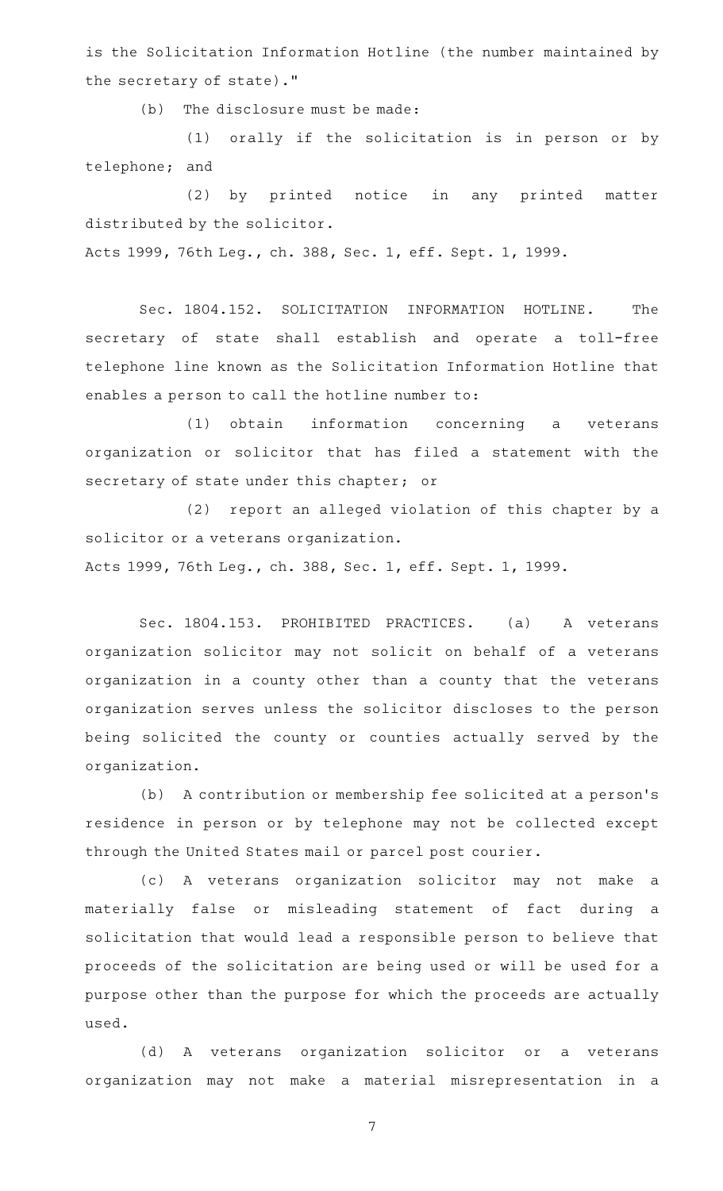is the Solicitation Information Hotline (the number maintained by the secretary of state)."

(b) The disclosure must be made:

(1) orally if the solicitation is in person or by telephone; and

(2) by printed notice in any printed matter distributed by the solicitor.

Acts 1999, 76th Leg., ch. 388, Sec. 1, eff. Sept. 1, 1999.

Sec. 1804.152. SOLICITATION INFORMATION HOTLINE. The secretary of state shall establish and operate a toll-free telephone line known as the Solicitation Information Hotline that enables a person to call the hotline number to:

(1) obtain information concerning a veterans organization or solicitor that has filed a statement with the secretary of state under this chapter; or

(2) report an alleged violation of this chapter by a solicitor or a veterans organization.

Acts 1999, 76th Leg., ch. 388, Sec. 1, eff. Sept. 1, 1999.

Sec. 1804.153. PROHIBITED PRACTICES. (a) A veterans organization solicitor may not solicit on behalf of a veterans organization in a county other than a county that the veterans organization serves unless the solicitor discloses to the person being solicited the county or counties actually served by the organization.

(b) A contribution or membership fee solicited at a person's residence in person or by telephone may not be collected except through the United States mail or parcel post courier.

(c) A veterans organization solicitor may not make a materially false or misleading statement of fact during a solicitation that would lead a responsible person to believe that proceeds of the solicitation are being used or will be used for a purpose other than the purpose for which the proceeds are actually used.

(d) A veterans organization solicitor or a veterans organization may not make a material misrepresentation in a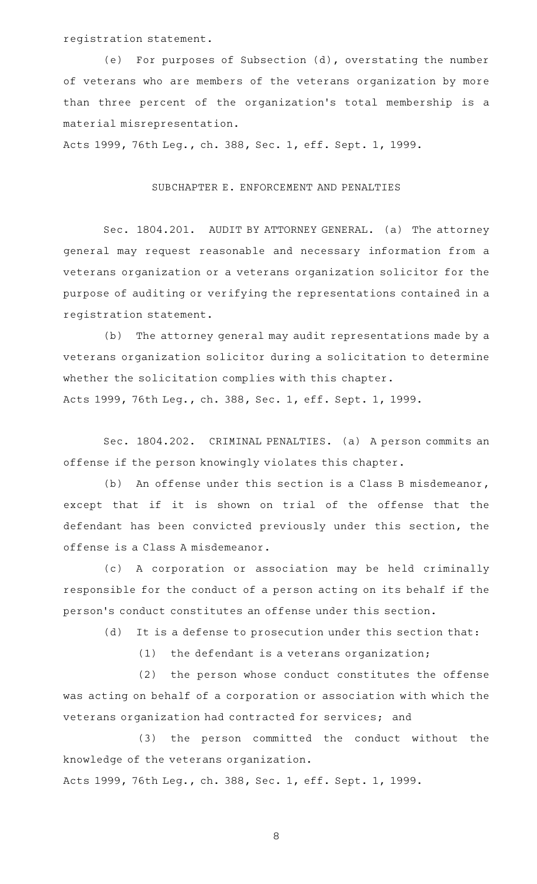registration statement.

(e) For purposes of Subsection (d), overstating the number of veterans who are members of the veterans organization by more than three percent of the organization's total membership is a material misrepresentation.

Acts 1999, 76th Leg., ch. 388, Sec. 1, eff. Sept. 1, 1999.

## SUBCHAPTER E. ENFORCEMENT AND PENALTIES

Sec. 1804.201. AUDIT BY ATTORNEY GENERAL. (a) The attorney general may request reasonable and necessary information from a veterans organization or a veterans organization solicitor for the purpose of auditing or verifying the representations contained in a registration statement.

(b) The attorney general may audit representations made by a veterans organization solicitor during a solicitation to determine whether the solicitation complies with this chapter.

Acts 1999, 76th Leg., ch. 388, Sec. 1, eff. Sept. 1, 1999.

Sec. 1804.202. CRIMINAL PENALTIES. (a) A person commits an offense if the person knowingly violates this chapter.

(b) An offense under this section is a Class B misdemeanor, except that if it is shown on trial of the offense that the defendant has been convicted previously under this section, the offense is a Class A misdemeanor.

(c) A corporation or association may be held criminally responsible for the conduct of a person acting on its behalf if the person's conduct constitutes an offense under this section.

(d) It is a defense to prosecution under this section that:

(1) the defendant is a veterans organization;

(2) the person whose conduct constitutes the offense was acting on behalf of a corporation or association with which the veterans organization had contracted for services; and

(3) the person committed the conduct without the knowledge of the veterans organization.

Acts 1999, 76th Leg., ch. 388, Sec. 1, eff. Sept. 1, 1999.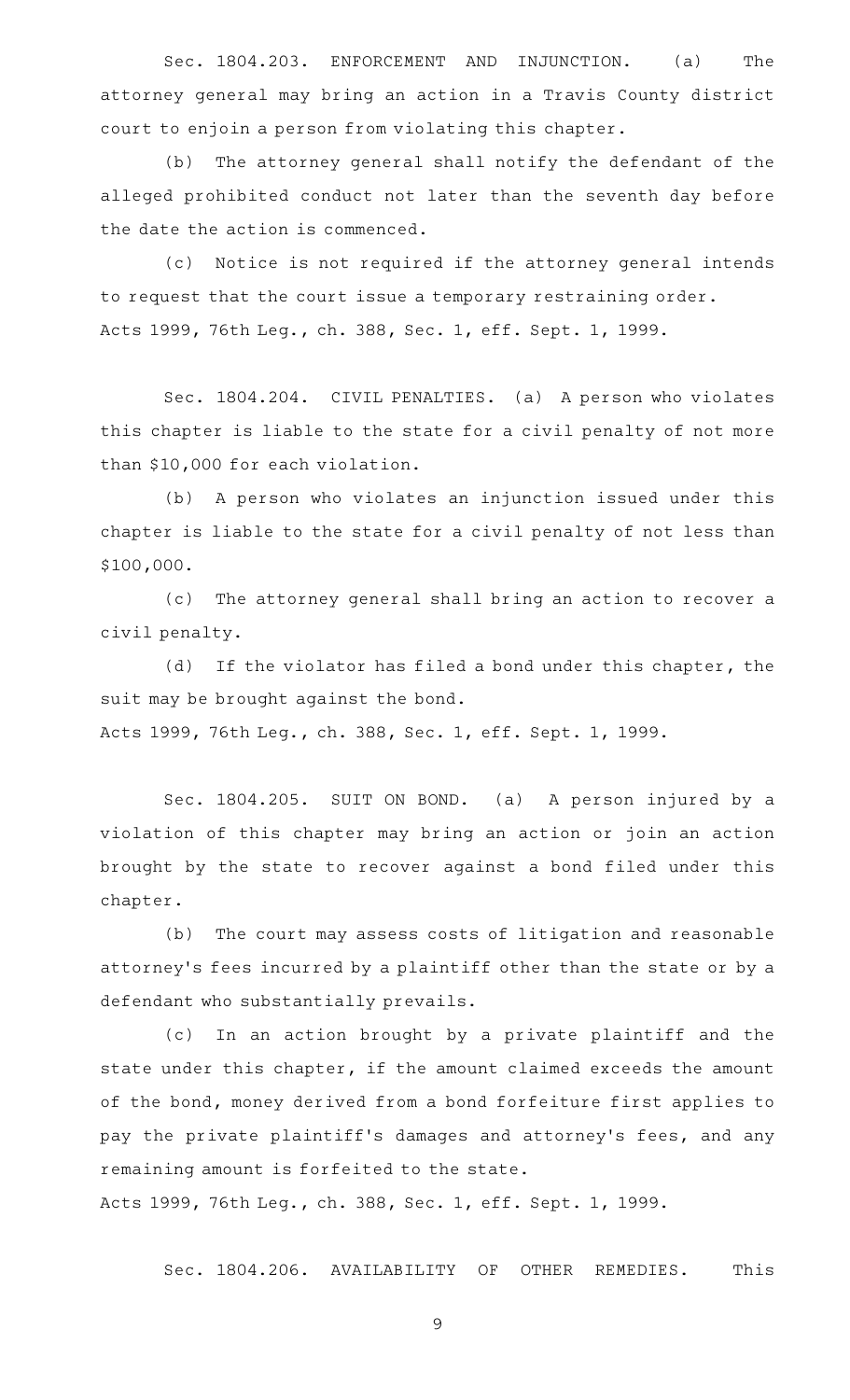Sec. 1804.203. ENFORCEMENT AND INJUNCTION. (a) The attorney general may bring an action in a Travis County district court to enjoin a person from violating this chapter.

(b) The attorney general shall notify the defendant of the alleged prohibited conduct not later than the seventh day before the date the action is commenced.

(c) Notice is not required if the attorney general intends to request that the court issue a temporary restraining order.

Acts 1999, 76th Leg., ch. 388, Sec. 1, eff. Sept. 1, 1999.

Sec. 1804.204. CIVIL PENALTIES. (a) A person who violates this chapter is liable to the state for a civil penalty of not more than $10,000 for each violation.

(b) A person who violates an injunction issued under this chapter is liable to the state for a civil penalty of not less than $100,000.

(c) The attorney general shall bring an action to recover a civil penalty.

(d) If the violator has filed a bond under this chapter, the suit may be brought against the bond.

Acts 1999, 76th Leg., ch. 388, Sec. 1, eff. Sept. 1, 1999.

Sec. 1804.205. SUIT ON BOND. (a) A person injured by a violation of this chapter may bring an action or join an action brought by the state to recover against a bond filed under this chapter.

(b) The court may assess costs of litigation and reasonable attorney's fees incurred by a plaintiff other than the state or by a defendant who substantially prevails.

(c) In an action brought by a private plaintiff and the state under this chapter, if the amount claimed exceeds the amount of the bond, money derived from a bond forfeiture first applies to pay the private plaintiff's damages and attorney's fees, and any remaining amount is forfeited to the state.

Acts 1999, 76th Leg., ch. 388, Sec. 1, eff. Sept. 1, 1999.

Sec. 1804.206. AVAILABILITY OF OTHER REMEDIES. This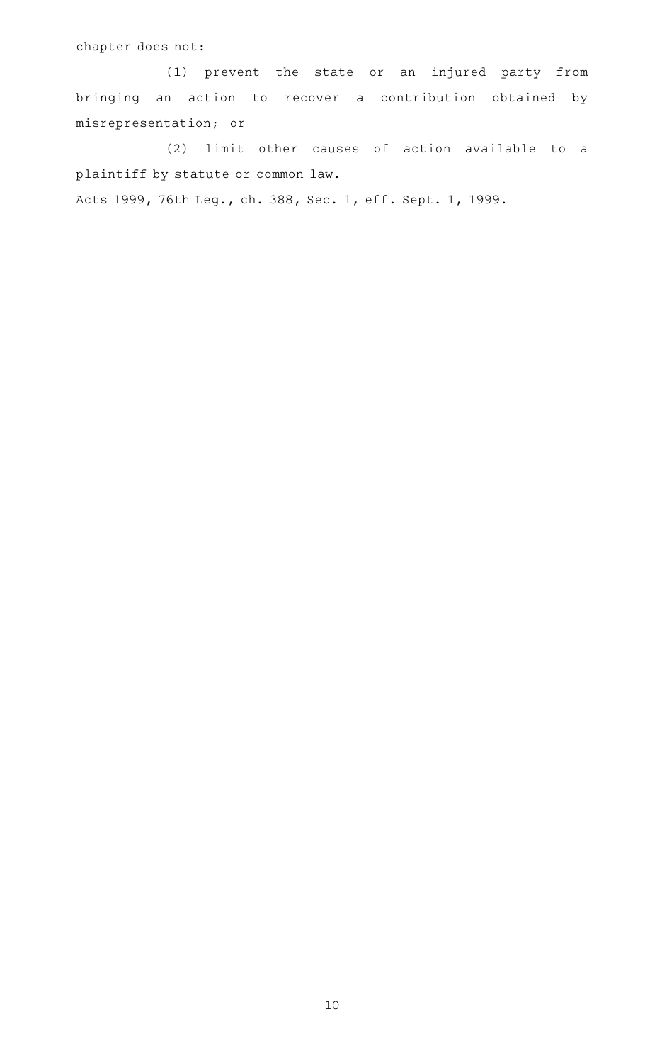chapter does not:

(1) prevent the state or an injured party from bringing an action to recover a contribution obtained by misrepresentation; or

(2) limit other causes of action available to a plaintiff by statute or common law.

Acts 1999, 76th Leg., ch. 388, Sec. 1, eff. Sept. 1, 1999.